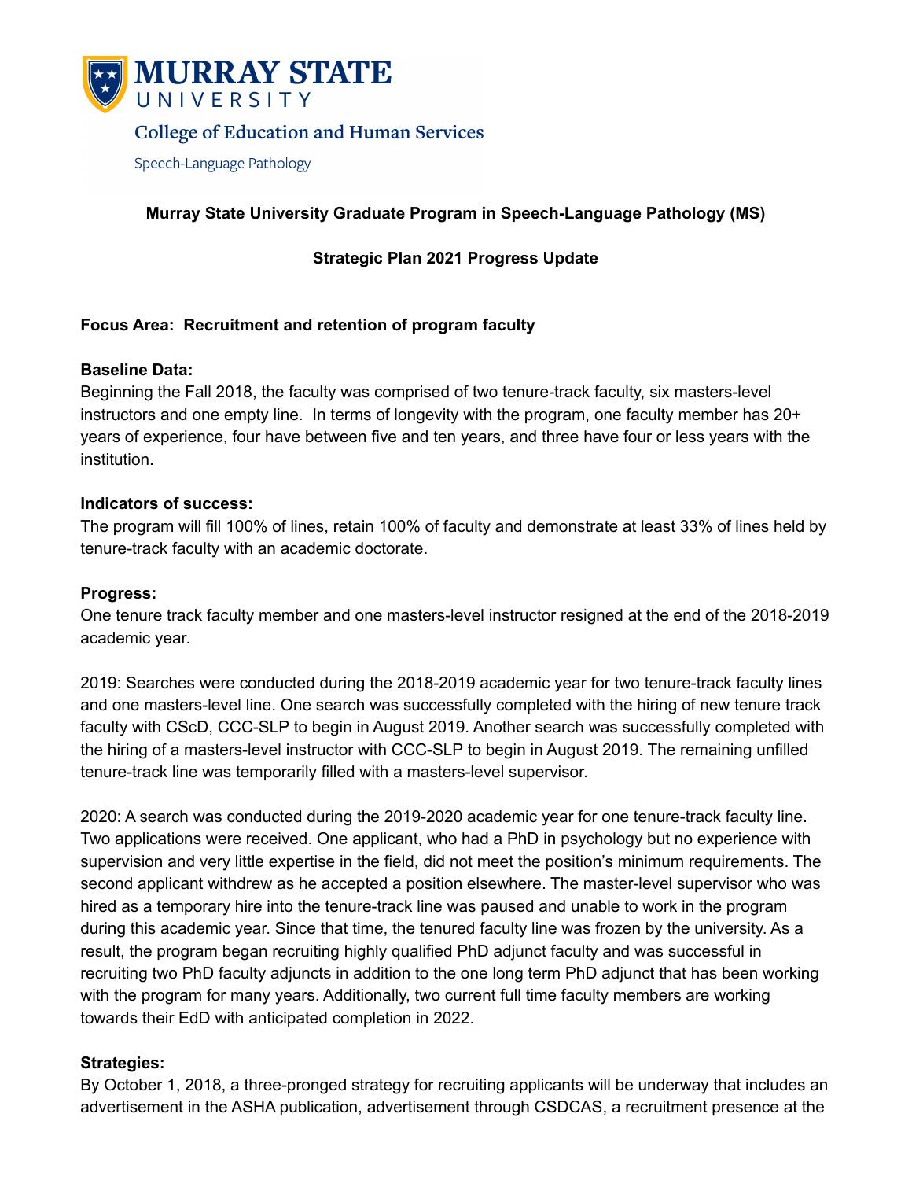**MURRAY STATE UNIVERSITY**

College of Education and Human Services

Speech-Language Pathology

**Murray State University Graduate Program in Speech-Language Pathology (MS)**

**Strategic Plan 2021 Progress Update**

**Focus Area: Recruitment and retention of program faculty**

**Baseline Data:**

Beginning the Fall 2018, the faculty was comprised of two tenure-track faculty, six masters-level instructors and one empty line. In terms of longevity with the program, one faculty member has 20+ years of experience, four have between five and ten years, and three have four or less years with the institution.

**Indicators of success:**

The program will fill 100% of lines, retain 100% of faculty and demonstrate at least 33% of lines held by tenure-track faculty with an academic doctorate.

**Progress:**

One tenure track faculty member and one masters-level instructor resigned at the end of the 2018-2019 academic year.

2019: Searches were conducted during the 2018-2019 academic year for two tenure-track faculty lines and one masters-level line. One search was successfully completed with the hiring of new tenure track faculty with CScD, CCC-SLP to begin in August 2019. Another search was successfully completed with the hiring of a masters-level instructor with CCC-SLP to begin in August 2019. The remaining unfilled tenure-track line was temporarily filled with a masters-level supervisor.

2020: A search was conducted during the 2019-2020 academic year for one tenure-track faculty line. Two applications were received. One applicant, who had a PhD in psychology but no experience with supervision and very little expertise in the field, did not meet the position's minimum requirements. The second applicant withdrew as he accepted a position elsewhere. The master-level supervisor who was hired as a temporary hire into the tenure-track line was paused and unable to work in the program during this academic year. Since that time, the tenured faculty line was frozen by the university. As a result, the program began recruiting highly qualified PhD adjunct faculty and was successful in recruiting two PhD faculty adjuncts in addition to the one long term PhD adjunct that has been working with the program for many years. Additionally, two current full time faculty members are working towards their EdD with anticipated completion in 2022.

**Strategies:**

By October 1, 2018, a three-pronged strategy for recruiting applicants will be underway that includes an advertisement in the ASHA publication, advertisement through CSDCAS, a recruitment presence at the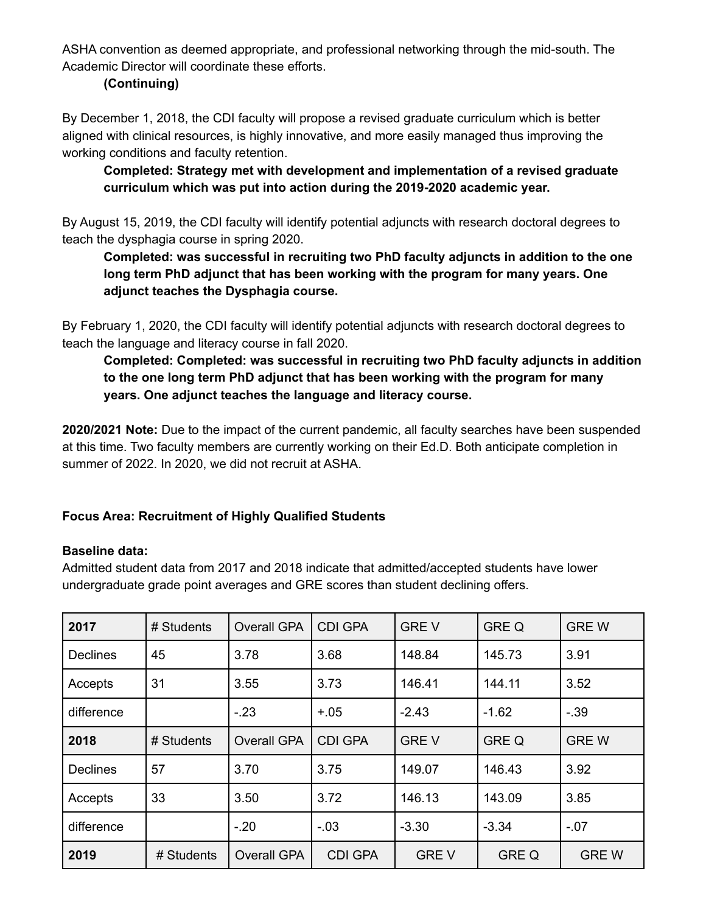ASHA convention as deemed appropriate, and professional networking through the mid-south. The Academic Director will coordinate these efforts.

**(Continuing)**

By December 1, 2018, the CDI faculty will propose a revised graduate curriculum which is better aligned with clinical resources, is highly innovative, and more easily managed thus improving the working conditions and faculty retention.

**Completed: Strategy met with development and implementation of a revised graduate curriculum which was put into action during the 2019-2020 academic year.**

By August 15, 2019, the CDI faculty will identify potential adjuncts with research doctoral degrees to teach the dysphagia course in spring 2020.

**Completed: was successful in recruiting two PhD faculty adjuncts in addition to the one long term PhD adjunct that has been working with the program for many years. One adjunct teaches the Dysphagia course.**

By February 1, 2020, the CDI faculty will identify potential adjuncts with research doctoral degrees to teach the language and literacy course in fall 2020.

**Completed: Completed: was successful in recruiting two PhD faculty adjuncts in addition to the one long term PhD adjunct that has been working with the program for many years. One adjunct teaches the language and literacy course.**

**2020/2021 Note:** Due to the impact of the current pandemic, all faculty searches have been suspended at this time. Two faculty members are currently working on their Ed.D. Both anticipate completion in summer of 2022. In 2020, we did not recruit at ASHA.

**Focus Area: Recruitment of Highly Qualified Students**

**Baseline data:**

Admitted student data from 2017 and 2018 indicate that admitted/accepted students have lower undergraduate grade point averages and GRE scores than student declining offers.

| **2017** | # Students | Overall GPA | CDI GPA | GRE V | GRE Q | GRE W |
|---|---|---|---|---|---|---|
| Declines | 45 | 3.78 | 3.68 | 148.84 | 145.73 | 3.91 |
| Accepts | 31 | 3.55 | 3.73 | 146.41 | 144.11 | 3.52 |
| difference | | -.23 | +.05 | -2.43 | -1.62 | -.39 |
| **2018** | # Students | Overall GPA | CDI GPA | GRE V | GRE Q | GRE W |
| Declines | 57 | 3.70 | 3.75 | 149.07 | 146.43 | 3.92 |
| Accepts | 33 | 3.50 | 3.72 | 146.13 | 143.09 | 3.85 |
| difference | | -.20 | -.03 | -3.30 | -3.34 | -.07 |
| **2019** | # Students | Overall GPA | CDI GPA | GRE V | GRE Q | GRE W |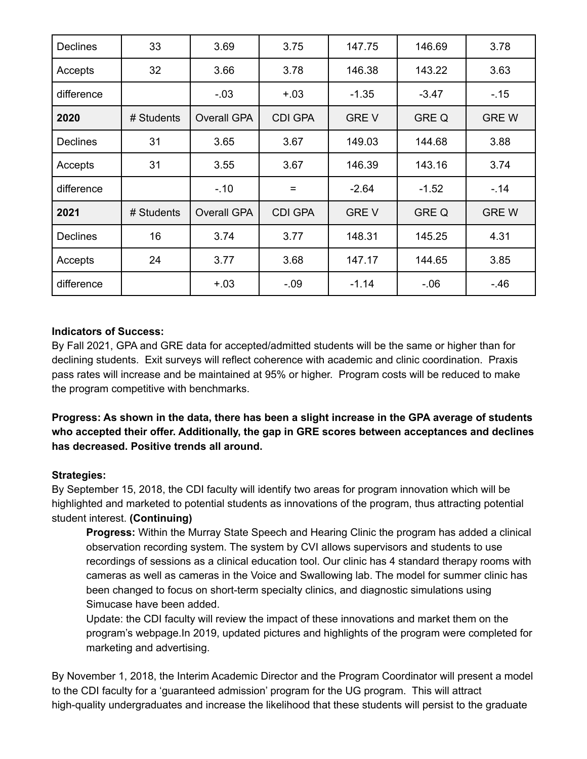| Declines | 33 | 3.69 | 3.75 | 147.75 | 146.69 | 3.78 |
|---|---|---|---|---|---|---|
| Accepts | 32 | 3.66 | 3.78 | 146.38 | 143.22 | 3.63 |
| difference | | -.03 | +.03 | -1.35 | -3.47 | -.15 |
| **2020** | # Students | Overall GPA | CDI GPA | GRE V | GRE Q | GRE W |
| Declines | 31 | 3.65 | 3.67 | 149.03 | 144.68 | 3.88 |
| Accepts | 31 | 3.55 | 3.67 | 146.39 | 143.16 | 3.74 |
| difference | | -.10 | = | -2.64 | -1.52 | -.14 |
| **2021** | # Students | Overall GPA | CDI GPA | GRE V | GRE Q | GRE W |
| Declines | 16 | 3.74 | 3.77 | 148.31 | 145.25 | 4.31 |
| Accepts | 24 | 3.77 | 3.68 | 147.17 | 144.65 | 3.85 |
| difference | | +.03 | -.09 | -1.14 | -.06 | -.46 |

**Indicators of Success:**
By Fall 2021, GPA and GRE data for accepted/admitted students will be the same or higher than for declining students. Exit surveys will reflect coherence with academic and clinic coordination. Praxis pass rates will increase and be maintained at 95% or higher. Program costs will be reduced to make the program competitive with benchmarks.

**Progress: As shown in the data, there has been a slight increase in the GPA average of students who accepted their offer. Additionally, the gap in GRE scores between acceptances and declines has decreased. Positive trends all around.**

**Strategies:**
By September 15, 2018, the CDI faculty will identify two areas for program innovation which will be highlighted and marketed to potential students as innovations of the program, thus attracting potential student interest. **(Continuing)**

> **Progress:** Within the Murray State Speech and Hearing Clinic the program has added a clinical observation recording system. The system by CVI allows supervisors and students to use recordings of sessions as a clinical education tool. Our clinic has 4 standard therapy rooms with cameras as well as cameras in the Voice and Swallowing lab. The model for summer clinic has been changed to focus on short-term specialty clinics, and diagnostic simulations using Simucase have been added.
>
> Update: the CDI faculty will review the impact of these innovations and market them on the program's webpage.In 2019, updated pictures and highlights of the program were completed for marketing and advertising.

By November 1, 2018, the Interim Academic Director and the Program Coordinator will present a model to the CDI faculty for a 'guaranteed admission' program for the UG program. This will attract high-quality undergraduates and increase the likelihood that these students will persist to the graduate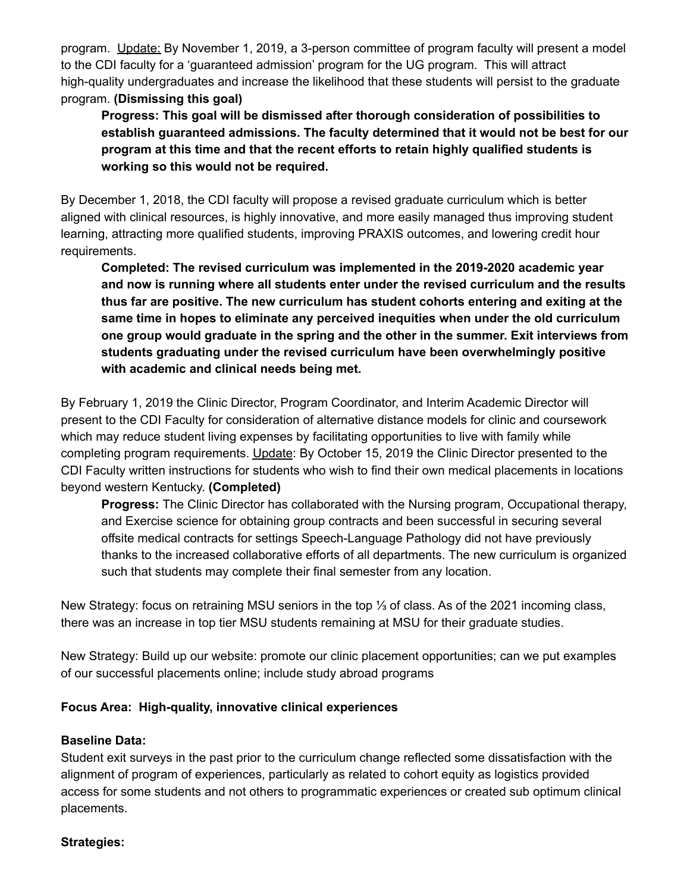program. Update: By November 1, 2019, a 3-person committee of program faculty will present a model to the CDI faculty for a 'guaranteed admission' program for the UG program. This will attract high-quality undergraduates and increase the likelihood that these students will persist to the graduate program. **(Dismissing this goal)**

> **Progress: This goal will be dismissed after thorough consideration of possibilities to establish guaranteed admissions. The faculty determined that it would not be best for our program at this time and that the recent efforts to retain highly qualified students is working so this would not be required.**

By December 1, 2018, the CDI faculty will propose a revised graduate curriculum which is better aligned with clinical resources, is highly innovative, and more easily managed thus improving student learning, attracting more qualified students, improving PRAXIS outcomes, and lowering credit hour requirements.

> **Completed: The revised curriculum was implemented in the 2019-2020 academic year and now is running where all students enter under the revised curriculum and the results thus far are positive. The new curriculum has student cohorts entering and exiting at the same time in hopes to eliminate any perceived inequities when under the old curriculum one group would graduate in the spring and the other in the summer. Exit interviews from students graduating under the revised curriculum have been overwhelmingly positive with academic and clinical needs being met.**

By February 1, 2019 the Clinic Director, Program Coordinator, and Interim Academic Director will present to the CDI Faculty for consideration of alternative distance models for clinic and coursework which may reduce student living expenses by facilitating opportunities to live with family while completing program requirements. Update: By October 15, 2019 the Clinic Director presented to the CDI Faculty written instructions for students who wish to find their own medical placements in locations beyond western Kentucky. **(Completed)**

> **Progress:** The Clinic Director has collaborated with the Nursing program, Occupational therapy, and Exercise science for obtaining group contracts and been successful in securing several offsite medical contracts for settings Speech-Language Pathology did not have previously thanks to the increased collaborative efforts of all departments. The new curriculum is organized such that students may complete their final semester from any location.

New Strategy: focus on retraining MSU seniors in the top ⅓ of class. As of the 2021 incoming class, there was an increase in top tier MSU students remaining at MSU for their graduate studies.

New Strategy: Build up our website: promote our clinic placement opportunities; can we put examples of our successful placements online; include study abroad programs

**Focus Area: High-quality, innovative clinical experiences**

**Baseline Data:**

Student exit surveys in the past prior to the curriculum change reflected some dissatisfaction with the alignment of program of experiences, particularly as related to cohort equity as logistics provided access for some students and not others to programmatic experiences or created sub optimum clinical placements.

**Strategies:**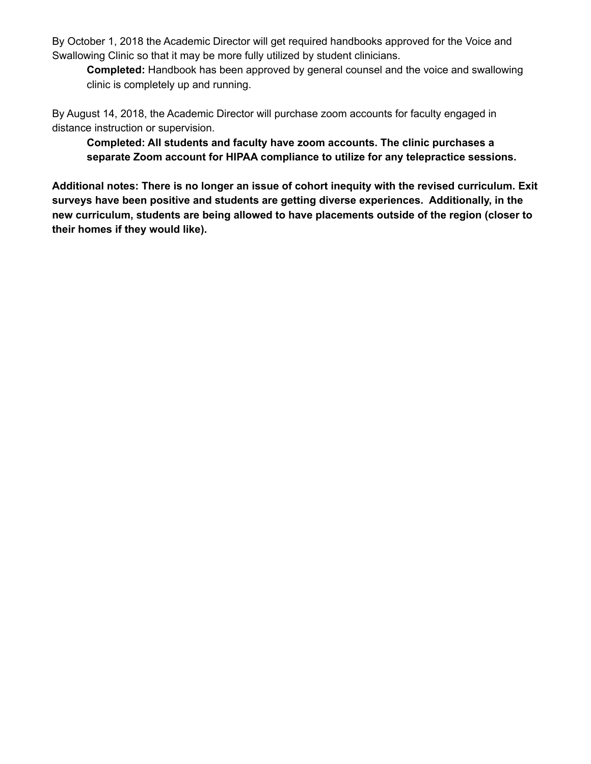By October 1, 2018 the Academic Director will get required handbooks approved for the Voice and Swallowing Clinic so that it may be more fully utilized by student clinicians.

> **Completed:** Handbook has been approved by general counsel and the voice and swallowing clinic is completely up and running.

By August 14, 2018, the Academic Director will purchase zoom accounts for faculty engaged in distance instruction or supervision.

> **Completed: All students and faculty have zoom accounts. The clinic purchases a separate Zoom account for HIPAA compliance to utilize for any telepractice sessions.**

**Additional notes: There is no longer an issue of cohort inequity with the revised curriculum. Exit surveys have been positive and students are getting diverse experiences. Additionally, in the new curriculum, students are being allowed to have placements outside of the region (closer to their homes if they would like).**